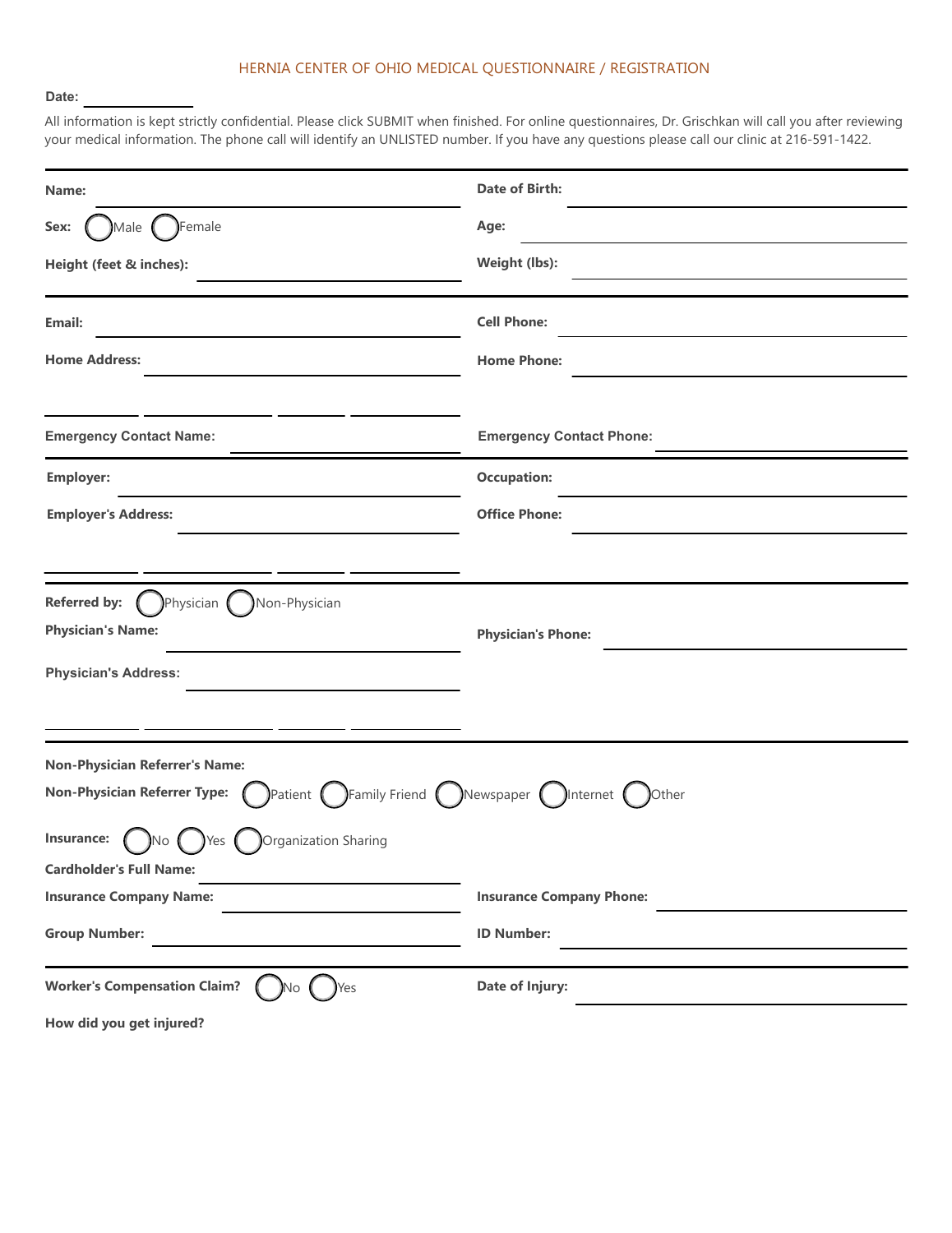# HERNIA CENTER OF OHIO MEDICAL QUESTIONNAIRE / REGISTRATION

**Date:** ______________

All information is kept strictly confidential. Please click SUBMIT when finished. For online questionnaires, Dr. Grischkan will call you after reviewing your medical information. The phone call will identify an UNLISTED number. If you have any questions please call our clinic at 216-591-1422.

---

**Name:** ______________________

**Date of Birth:** ______________________

**Sex:** ○ Male ○ Female

**Age:** ______________________

**Height (feet & inches):** ______________________

**Weight (lbs):** ______________________

---

**Email:** ______________________

**Cell Phone:** ______________________

**Home Address:** ______________________

**Home Phone:** ______________________

__________ __________ __________ __________

**Emergency Contact Name:** ______________________

**Emergency Contact Phone:** ______________________

---

**Employer:** ______________________

**Occupation:** ______________________

**Employer's Address:** ______________________

**Office Phone:** ______________________

__________ __________ __________ __________

---

**Referred by:** ○ Physician ○ Non-Physician

**Physician's Name:** ______________________

**Physician's Phone:** ______________________

**Physician's Address:** ______________________

__________ __________ __________ __________

---

**Non-Physician Referrer's Name:**

**Non-Physician Referrer Type:** ○ Patient ○ Family Friend ○ Newspaper ○ Internet ○ Other

**Insurance:** ○ No ○ Yes ○ Organization Sharing

**Cardholder's Full Name:** ______________________

**Insurance Company Name:** ______________________

**Insurance Company Phone:** ______________________

**Group Number:** ______________________

**ID Number:** ______________________

---

**Worker's Compensation Claim?** ○ No ○ Yes

**Date of Injury:** ______________________

**How did you get injured?**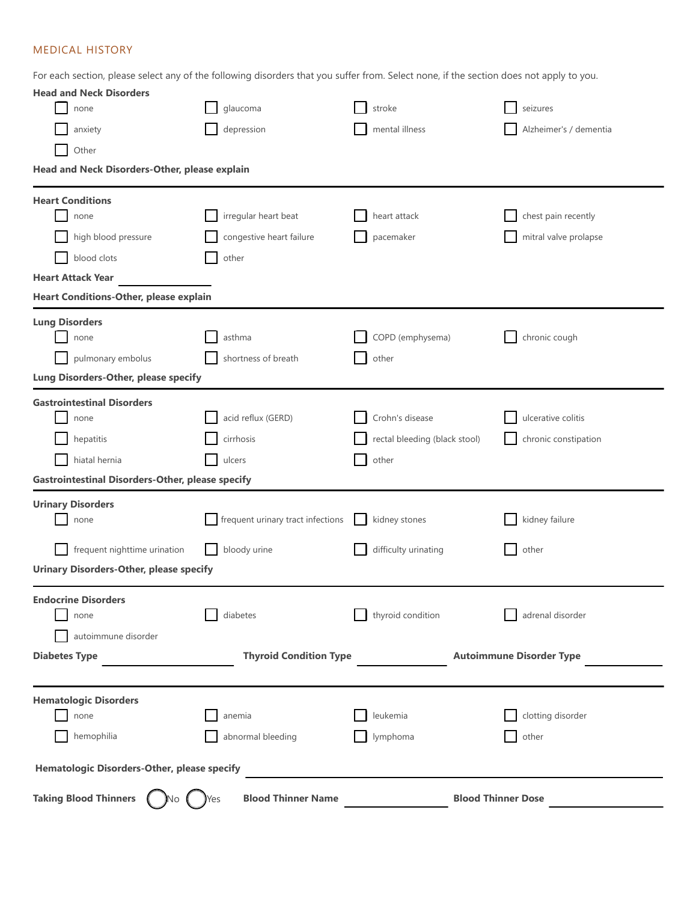## MEDICAL HISTORY

For each section, please select any of the following disorders that you suffer from. Select none, if the section does not apply to you.

**Head and Neck Disorders**

- [ ] none
- [ ] glaucoma
- [ ] stroke
- [ ] seizures
- [ ] anxiety
- [ ] depression
- [ ] mental illness
- [ ] Alzheimer's / dementia
- [ ] Other

**Head and Neck Disorders-Other, please explain**

---

**Heart Conditions**

- [ ] none
- [ ] irregular heart beat
- [ ] heart attack
- [ ] chest pain recently
- [ ] high blood pressure
- [ ] congestive heart failure
- [ ] pacemaker
- [ ] mitral valve prolapse
- [ ] blood clots
- [ ] other

**Heart Attack Year** ______________

**Heart Conditions-Other, please explain**

---

**Lung Disorders**

- [ ] none
- [ ] asthma
- [ ] COPD (emphysema)
- [ ] chronic cough
- [ ] pulmonary embolus
- [ ] shortness of breath
- [ ] other

**Lung Disorders-Other, please specify**

---

**Gastrointestinal Disorders**

- [ ] none
- [ ] acid reflux (GERD)
- [ ] Crohn's disease
- [ ] ulcerative colitis
- [ ] hepatitis
- [ ] cirrhosis
- [ ] rectal bleeding (black stool)
- [ ] chronic constipation
- [ ] hiatal hernia
- [ ] ulcers
- [ ] other

**Gastrointestinal Disorders-Other, please specify**

---

**Urinary Disorders**

- [ ] none
- [ ] frequent urinary tract infections
- [ ] kidney stones
- [ ] kidney failure
- [ ] frequent nighttime urination
- [ ] bloody urine
- [ ] difficulty urinating
- [ ] other

**Urinary Disorders-Other, please specify**

---

**Endocrine Disorders**

- [ ] none
- [ ] diabetes
- [ ] thyroid condition
- [ ] adrenal disorder
- [ ] autoimmune disorder

**Diabetes Type** ______________ **Thyroid Condition Type** ______________ **Autoimmune Disorder Type** ______________

---

**Hematologic Disorders**

- [ ] none
- [ ] anemia
- [ ] leukemia
- [ ] clotting disorder
- [ ] hemophilia
- [ ] abnormal bleeding
- [ ] lymphoma
- [ ] other

**Hematologic Disorders-Other, please specify** ______________

**Taking Blood Thinners** ◯ No ◯ Yes **Blood Thinner Name** ______________ **Blood Thinner Dose** ______________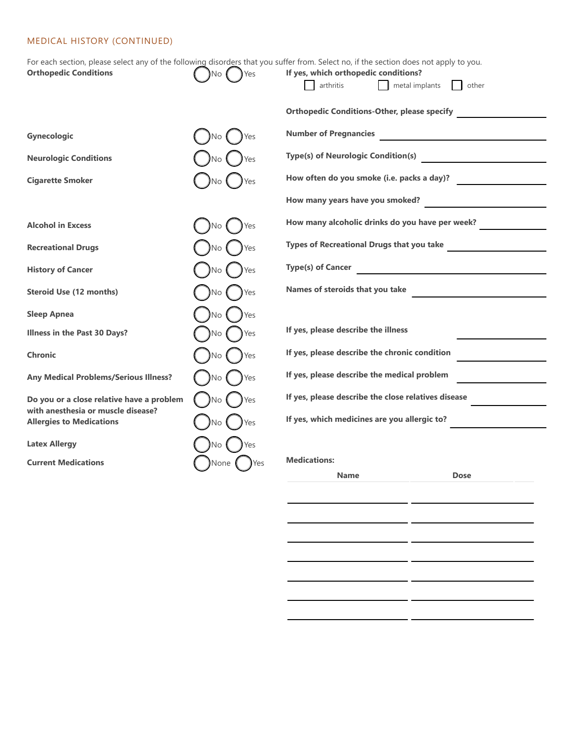## MEDICAL HISTORY (CONTINUED)

For each section, please select any of the following disorders that you suffer from. Select no, if the section does not apply to you.

| Condition | Response | Details |
|---|---|---|
| **Orthopedic Conditions** | ◯ No ◯ Yes | **If yes, which orthopedic conditions?** ☐ arthritis ☐ metal implants ☐ other |
| | | **Orthopedic Conditions-Other, please specify** ____________ |
| **Gynecologic** | ◯ No ◯ Yes | **Number of Pregnancies** ____________ |
| **Neurologic Conditions** | ◯ No ◯ Yes | **Type(s) of Neurologic Condition(s)** ____________ |
| **Cigarette Smoker** | ◯ No ◯ Yes | **How often do you smoke (i.e. packs a day)?** ____________ |
| | | **How many years have you smoked?** ____________ |
| **Alcohol in Excess** | ◯ No ◯ Yes | **How many alcoholic drinks do you have per week?** ____________ |
| **Recreational Drugs** | ◯ No ◯ Yes | **Types of Recreational Drugs that you take** ____________ |
| **History of Cancer** | ◯ No ◯ Yes | **Type(s) of Cancer** ____________ |
| **Steroid Use (12 months)** | ◯ No ◯ Yes | **Names of steroids that you take** ____________ |
| **Sleep Apnea** | ◯ No ◯ Yes | |
| **Illness in the Past 30 Days?** | ◯ No ◯ Yes | **If yes, please describe the illness** ____________ |
| **Chronic** | ◯ No ◯ Yes | **If yes, please describe the chronic condition** ____________ |
| **Any Medical Problems/Serious Illness?** | ◯ No ◯ Yes | **If yes, please describe the medical problem** ____________ |
| **Do you or a close relative have a problem with anesthesia or muscle disease?** | ◯ No ◯ Yes | **If yes, please describe the close relatives disease** ____________ |
| **Allergies to Medications** | ◯ No ◯ Yes | **If yes, which medicines are you allergic to?** ____________ |
| **Latex Allergy** | ◯ No ◯ Yes | |
| **Current Medications** | ◯ None ◯ Yes | **Medications:** |

| Name | Dose |
|---|---|
| | |
| | |
| | |
| | |
| | |
| | |
| | |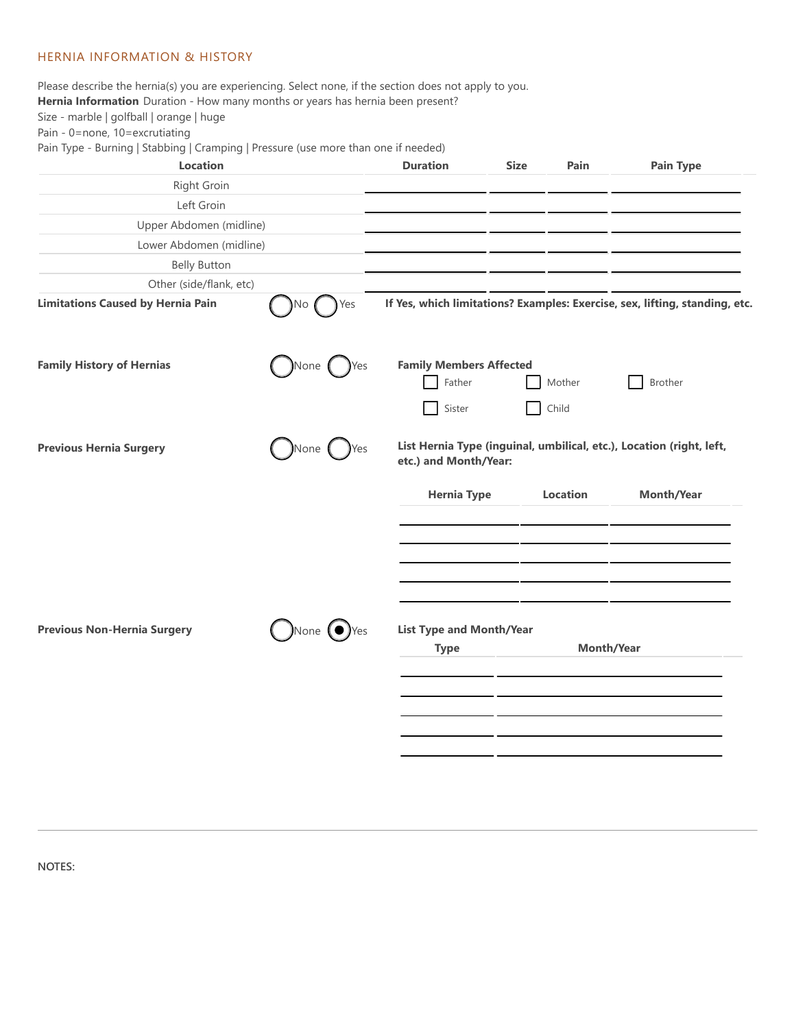## HERNIA INFORMATION & HISTORY

Please describe the hernia(s) you are experiencing. Select none, if the section does not apply to you.

**Hernia Information** Duration - How many months or years has hernia been present?

Size - marble | golfball | orange | huge

Pain - 0=none, 10=excrutiating

Pain Type - Burning | Stabbing | Cramping | Pressure (use more than one if needed)

| Location | Duration | Size | Pain | Pain Type |
|---|---|---|---|---|
| Right Groin | | | | |
| Left Groin | | | | |
| Upper Abdomen (midline) | | | | |
| Lower Abdomen (midline) | | | | |
| Belly Button | | | | |
| Other (side/flank, etc) | | | | |

**Limitations Caused by Hernia Pain** ○ No ○ Yes

**If Yes, which limitations? Examples: Exercise, sex, lifting, standing, etc.**

**Family History of Hernias** ○ None ○ Yes

**Family Members Affected**

- ☐ Father
- ☐ Mother
- ☐ Brother
- ☐ Sister
- ☐ Child

**Previous Hernia Surgery** ○ None ○ Yes

**List Hernia Type (inguinal, umbilical, etc.), Location (right, left, etc.) and Month/Year:**

| Hernia Type | Location | Month/Year |
|---|---|---|
| | | |
| | | |
| | | |
| | | |
| | | |

**Previous Non-Hernia Surgery** ○ None ● Yes

**List Type and Month/Year**

| Type | Month/Year |
|---|---|
| | |
| | |
| | |
| | |
| | |

NOTES: